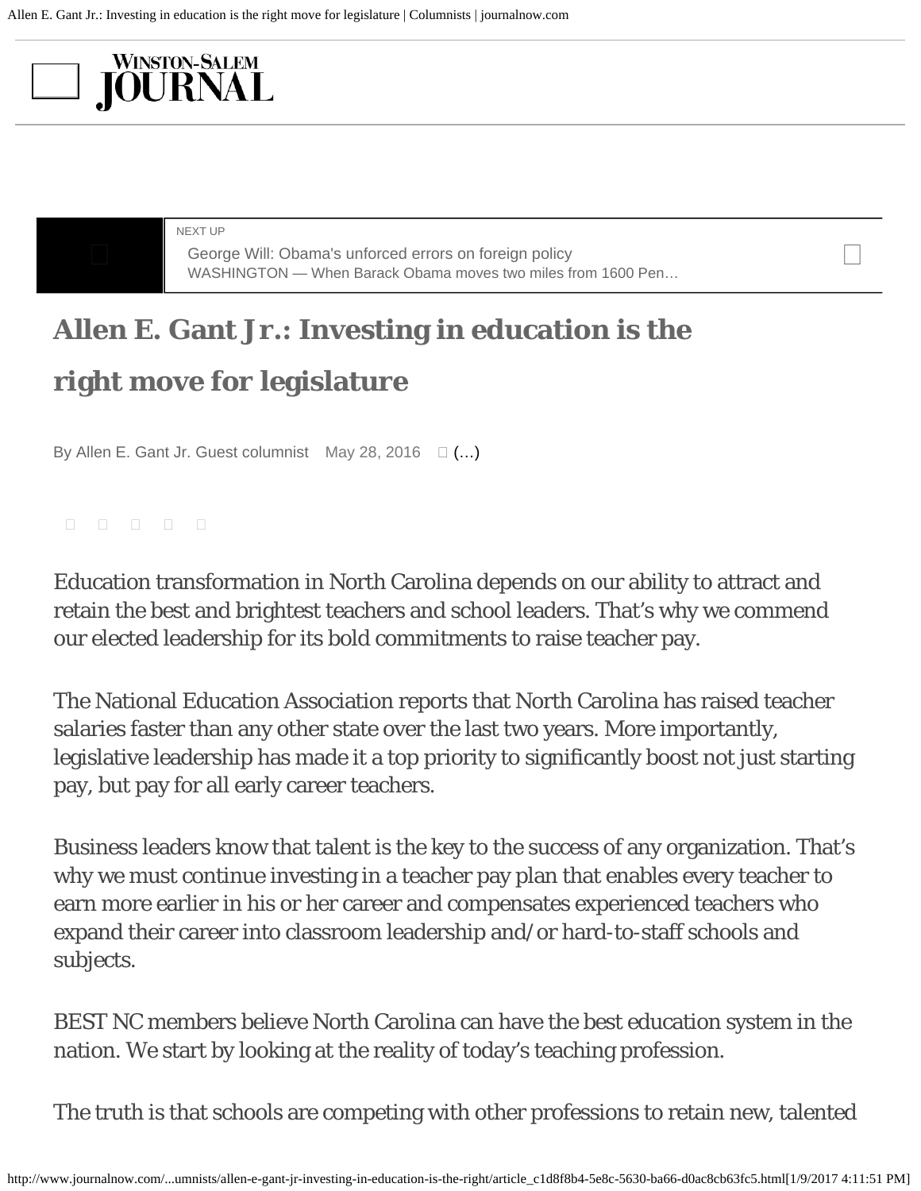# Allen E. Gant Jr.: Investing in education is the right move for legislature

By Allen E. Gant Jr. Guest columnist May 28, 2016

Education transformation in North Carolina depends on our ability to attract and retain the best and brightest teachers and school leaders. That's why we commend our elected leadership for its bold commitments to raise teacher pay.

The National Education Association reports that North Carolina has raised teacher salaries faster than any other state over the last two years. More importantly, legislative leadership has made it a top priority to significantly boost not just starting pay, but pay for all early career teachers.

Business leaders know that talent is the key to the success of any organization. That's why we must continue investing in a teacher pay plan that enables every teacher to earn more earlier in his or her career and compensates experienced teachers who expand their career into classroom leadership and/or hard-to-staff schools and subjects.

BEST NC members believe North Carolina can have the best education system in the nation. We start by looking at the reality of today's teaching profession.

The truth is that schools are competing with other professions to retain new, talented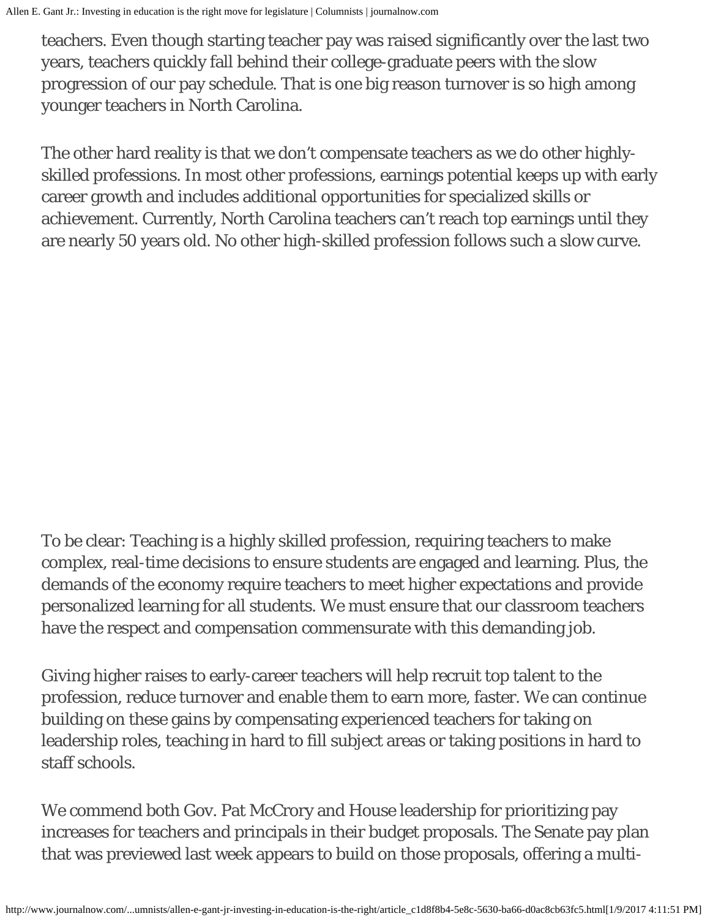teachers. Even though starting teacher pay was raised significantly over the last two years, teachers quickly fall behind their college-graduate peers with the slow progression of our pay schedule. That is one big reason turnover is so high among younger teachers in North Carolina.

The other hard reality is that we don't compensate teachers as we do other highly-skilled professions. In most other professions, earnings potential keeps up with early career growth and includes additional opportunities for specialized skills or achievement. Currently, North Carolina teachers can't reach top earnings until they are nearly 50 years old. No other high-skilled profession follows such a slow curve.

To be clear: Teaching is a highly skilled profession, requiring teachers to make complex, real-time decisions to ensure students are engaged and learning. Plus, the demands of the economy require teachers to meet higher expectations and provide personalized learning for all students. We must ensure that our classroom teachers have the respect and compensation commensurate with this demanding job.

Giving higher raises to early-career teachers will help recruit top talent to the profession, reduce turnover and enable them to earn more, faster. We can continue building on these gains by compensating experienced teachers for taking on leadership roles, teaching in hard to fill subject areas or taking positions in hard to staff schools.

We commend both Gov. Pat McCrory and House leadership for prioritizing pay increases for teachers and principals in their budget proposals. The Senate pay plan that was previewed last week appears to build on those proposals, offering a multi-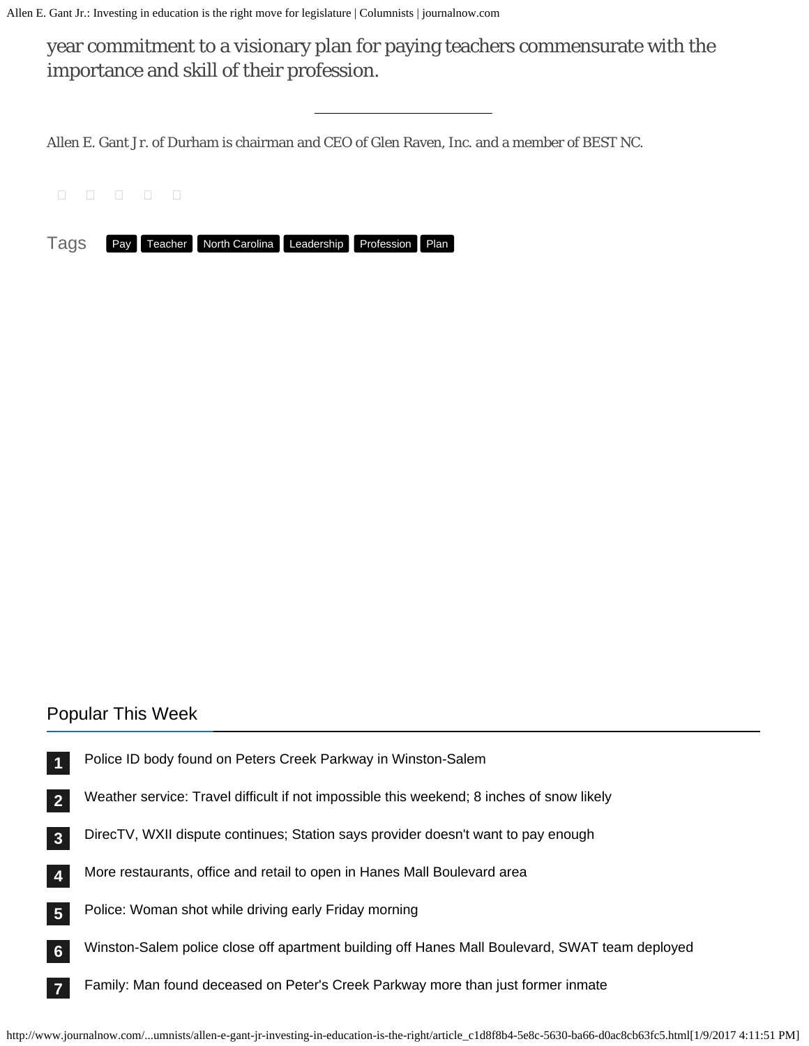year commitment to a visionary plan for paying teachers commensurate with the importance and skill of their profession.

---

Allen E. Gant Jr. of Durham is chairman and CEO of Glen Raven, Inc. and a member of BEST NC.

Tags Pay Teacher North Carolina Leadership Profession Plan

## Popular This Week

1. Police ID body found on Peters Creek Parkway in Winston-Salem
2. Weather service: Travel difficult if not impossible this weekend; 8 inches of snow likely
3. DirecTV, WXII dispute continues; Station says provider doesn't want to pay enough
4. More restaurants, office and retail to open in Hanes Mall Boulevard area
5. Police: Woman shot while driving early Friday morning
6. Winston-Salem police close off apartment building off Hanes Mall Boulevard, SWAT team deployed
7. Family: Man found deceased on Peter's Creek Parkway more than just former inmate